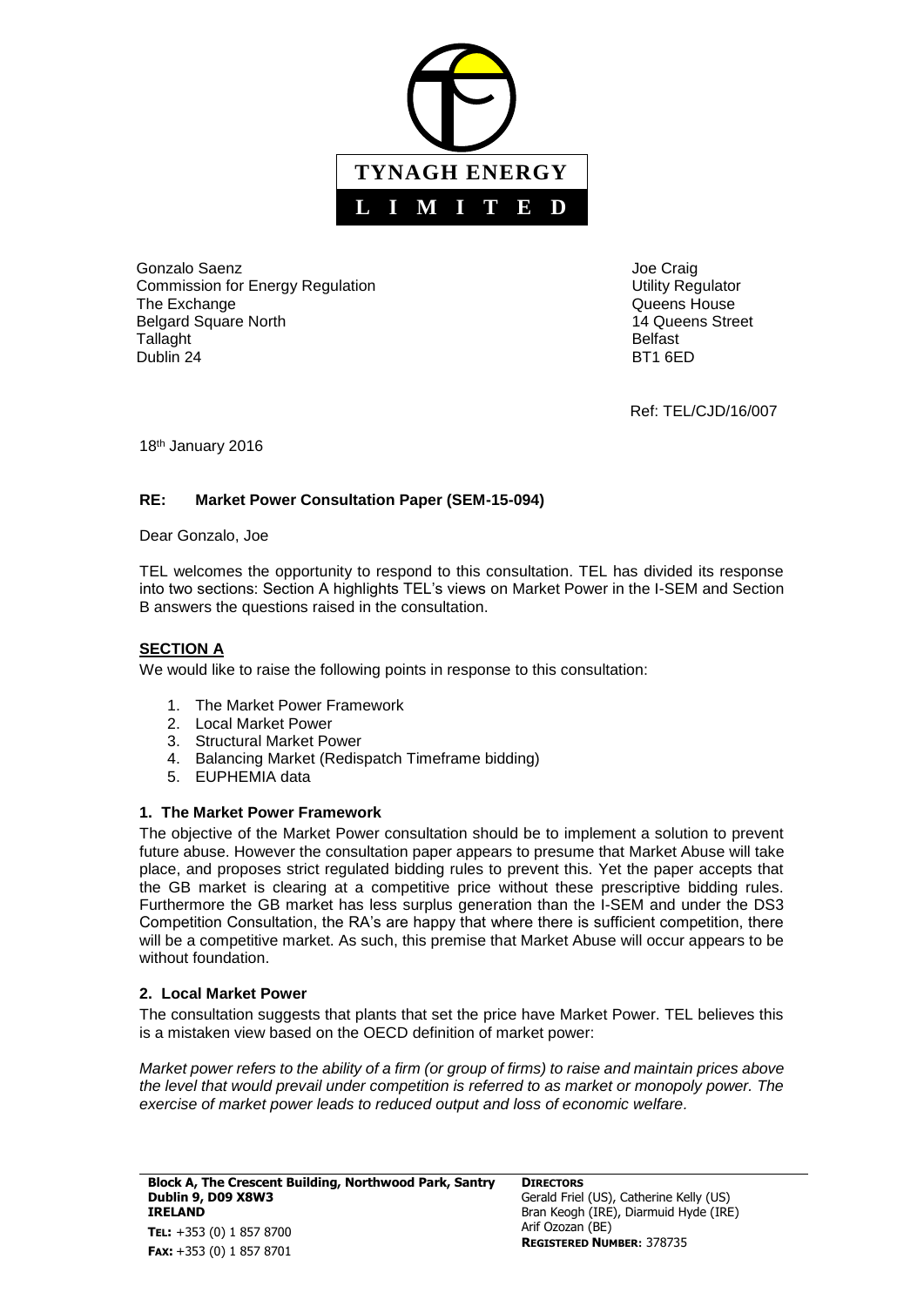**TYNAGH ENERGY**

**L I M I T E D**

Gonzalo Saenz
Commission for Energy Regulation
The Exchange
Belgard Square North
Tallaght
Dublin 24

Joe Craig
Utility Regulator
Queens House
14 Queens Street
Belfast
BT1 6ED

Ref: TEL/CJD/16/007

18th January 2016

**RE: Market Power Consultation Paper (SEM-15-094)**

Dear Gonzalo, Joe

TEL welcomes the opportunity to respond to this consultation. TEL has divided its response into two sections: Section A highlights TEL's views on Market Power in the I-SEM and Section B answers the questions raised in the consultation.

## SECTION A

We would like to raise the following points in response to this consultation:

1. The Market Power Framework
2. Local Market Power
3. Structural Market Power
4. Balancing Market (Redispatch Timeframe bidding)
5. EUPHEMIA data

### 1. The Market Power Framework

The objective of the Market Power consultation should be to implement a solution to prevent future abuse. However the consultation paper appears to presume that Market Abuse will take place, and proposes strict regulated bidding rules to prevent this. Yet the paper accepts that the GB market is clearing at a competitive price without these prescriptive bidding rules. Furthermore the GB market has less surplus generation than the I-SEM and under the DS3 Competition Consultation, the RA's are happy that where there is sufficient competition, there will be a competitive market. As such, this premise that Market Abuse will occur appears to be without foundation.

### 2. Local Market Power

The consultation suggests that plants that set the price have Market Power. TEL believes this is a mistaken view based on the OECD definition of market power:

*Market power refers to the ability of a firm (or group of firms) to raise and maintain prices above the level that would prevail under competition is referred to as market or monopoly power. The exercise of market power leads to reduced output and loss of economic welfare.*

**Block A, The Crescent Building, Northwood Park, Santry**
**Dublin 9, D09 X8W3**
**IRELAND**
**TEL:** +353 (0) 1 857 8700
**FAX:** +353 (0) 1 857 8701

**DIRECTORS**
Gerald Friel (US), Catherine Kelly (US)
Bran Keogh (IRE), Diarmuid Hyde (IRE)
Arif Ozozan (BE)
**REGISTERED NUMBER:** 378735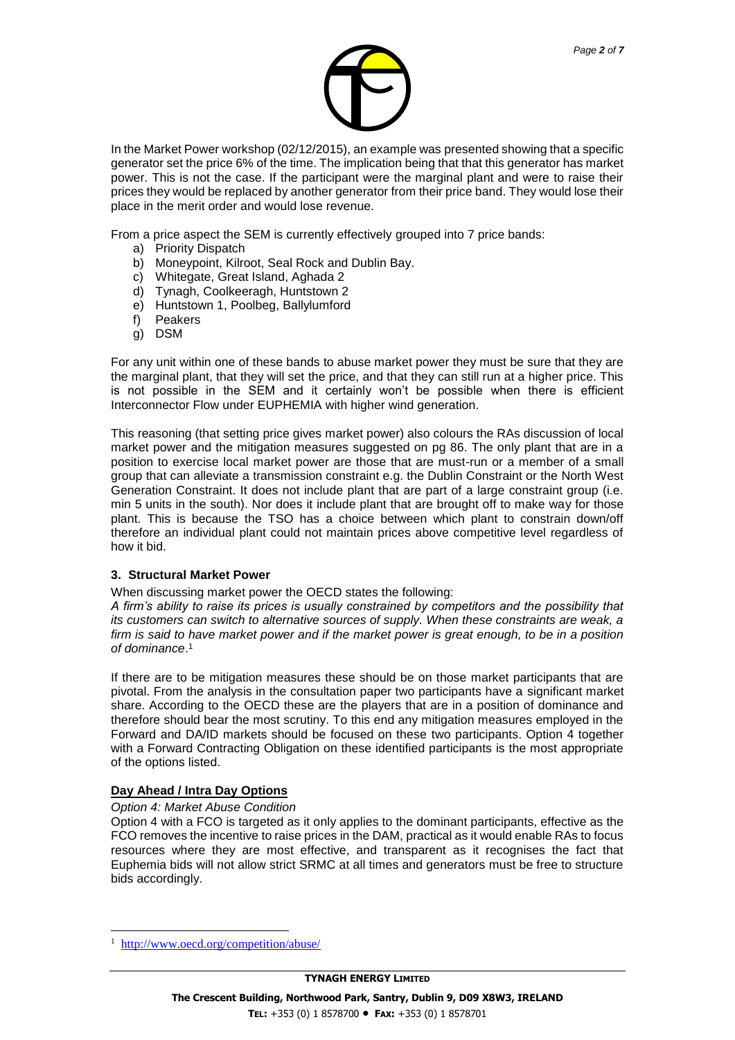In the Market Power workshop (02/12/2015), an example was presented showing that a specific generator set the price 6% of the time. The implication being that that this generator has market power. This is not the case. If the participant were the marginal plant and were to raise their prices they would be replaced by another generator from their price band. They would lose their place in the merit order and would lose revenue.

From a price aspect the SEM is currently effectively grouped into 7 price bands:

a) Priority Dispatch
b) Moneypoint, Kilroot, Seal Rock and Dublin Bay.
c) Whitegate, Great Island, Aghada 2
d) Tynagh, Coolkeeragh, Huntstown 2
e) Huntstown 1, Poolbeg, Ballylumford
f) Peakers
g) DSM

For any unit within one of these bands to abuse market power they must be sure that they are the marginal plant, that they will set the price, and that they can still run at a higher price. This is not possible in the SEM and it certainly won't be possible when there is efficient Interconnector Flow under EUPHEMIA with higher wind generation.

This reasoning (that setting price gives market power) also colours the RAs discussion of local market power and the mitigation measures suggested on pg 86. The only plant that are in a position to exercise local market power are those that are must-run or a member of a small group that can alleviate a transmission constraint e.g. the Dublin Constraint or the North West Generation Constraint. It does not include plant that are part of a large constraint group (i.e. min 5 units in the south). Nor does it include plant that are brought off to make way for those plant. This is because the TSO has a choice between which plant to constrain down/off therefore an individual plant could not maintain prices above competitive level regardless of how it bid.

### 3. Structural Market Power

When discussing market power the OECD states the following:

*A firm's ability to raise its prices is usually constrained by competitors and the possibility that its customers can switch to alternative sources of supply. When these constraints are weak, a firm is said to have market power and if the market power is great enough, to be in a position of dominance*.[1]

If there are to be mitigation measures these should be on those market participants that are pivotal. From the analysis in the consultation paper two participants have a significant market share. According to the OECD these are the players that are in a position of dominance and therefore should bear the most scrutiny. To this end any mitigation measures employed in the Forward and DA/ID markets should be focused on these two participants. Option 4 together with a Forward Contracting Obligation on these identified participants is the most appropriate of the options listed.

**Day Ahead / Intra Day Options**

*Option 4: Market Abuse Condition*

Option 4 with a FCO is targeted as it only applies to the dominant participants, effective as the FCO removes the incentive to raise prices in the DAM, practical as it would enable RAs to focus resources where they are most effective, and transparent as it recognises the fact that Euphemia bids will not allow strict SRMC at all times and generators must be free to structure bids accordingly.

---

[1] http://www.oecd.org/competition/abuse/

**TYNAGH ENERGY LIMITED**

**The Crescent Building, Northwood Park, Santry, Dublin 9, D09 X8W3, IRELAND**

**TEL:** +353 (0) 1 8578700 • **FAX:** +353 (0) 1 8578701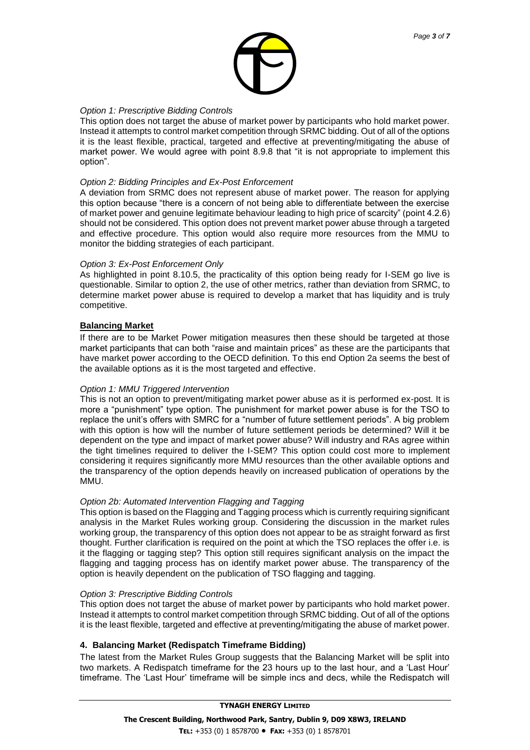*Option 1: Prescriptive Bidding Controls*

This option does not target the abuse of market power by participants who hold market power. Instead it attempts to control market competition through SRMC bidding. Out of all of the options it is the least flexible, practical, targeted and effective at preventing/mitigating the abuse of market power. We would agree with point 8.9.8 that "it is not appropriate to implement this option".

*Option 2: Bidding Principles and Ex-Post Enforcement*

A deviation from SRMC does not represent abuse of market power. The reason for applying this option because "there is a concern of not being able to differentiate between the exercise of market power and genuine legitimate behaviour leading to high price of scarcity" (point 4.2.6) should not be considered. This option does not prevent market power abuse through a targeted and effective procedure. This option would also require more resources from the MMU to monitor the bidding strategies of each participant.

*Option 3: Ex-Post Enforcement Only*

As highlighted in point 8.10.5, the practicality of this option being ready for I-SEM go live is questionable. Similar to option 2, the use of other metrics, rather than deviation from SRMC, to determine market power abuse is required to develop a market that has liquidity and is truly competitive.

**Balancing Market**

If there are to be Market Power mitigation measures then these should be targeted at those market participants that can both "raise and maintain prices" as these are the participants that have market power according to the OECD definition. To this end Option 2a seems the best of the available options as it is the most targeted and effective.

*Option 1: MMU Triggered Intervention*

This is not an option to prevent/mitigating market power abuse as it is performed ex-post. It is more a "punishment" type option. The punishment for market power abuse is for the TSO to replace the unit's offers with SMRC for a "number of future settlement periods". A big problem with this option is how will the number of future settlement periods be determined? Will it be dependent on the type and impact of market power abuse? Will industry and RAs agree within the tight timelines required to deliver the I-SEM? This option could cost more to implement considering it requires significantly more MMU resources than the other available options and the transparency of the option depends heavily on increased publication of operations by the MMU.

*Option 2b: Automated Intervention Flagging and Tagging*

This option is based on the Flagging and Tagging process which is currently requiring significant analysis in the Market Rules working group. Considering the discussion in the market rules working group, the transparency of this option does not appear to be as straight forward as first thought. Further clarification is required on the point at which the TSO replaces the offer i.e. is it the flagging or tagging step? This option still requires significant analysis on the impact the flagging and tagging process has on identify market power abuse. The transparency of the option is heavily dependent on the publication of TSO flagging and tagging.

*Option 3: Prescriptive Bidding Controls*

This option does not target the abuse of market power by participants who hold market power. Instead it attempts to control market competition through SRMC bidding. Out of all of the options it is the least flexible, targeted and effective at preventing/mitigating the abuse of market power.

## 4. Balancing Market (Redispatch Timeframe Bidding)

The latest from the Market Rules Group suggests that the Balancing Market will be split into two markets. A Redispatch timeframe for the 23 hours up to the last hour, and a 'Last Hour' timeframe. The 'Last Hour' timeframe will be simple incs and decs, while the Redispatch will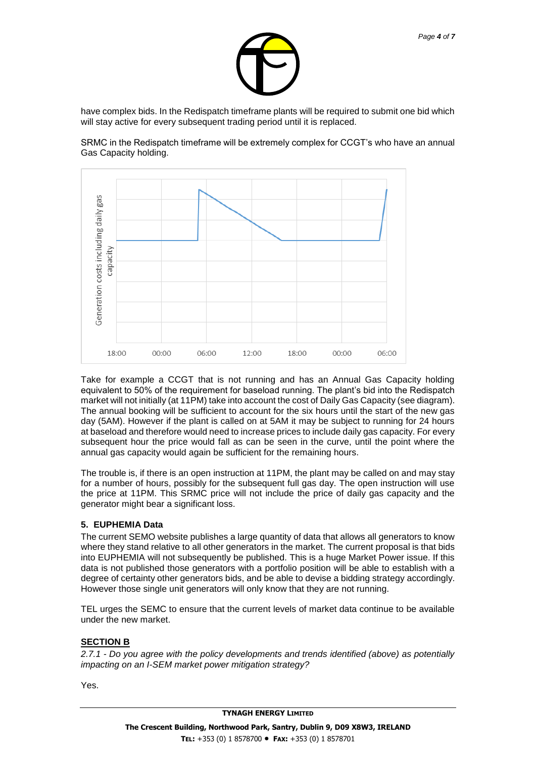have complex bids. In the Redispatch timeframe plants will be required to submit one bid which will stay active for every subsequent trading period until it is replaced.

SRMC in the Redispatch timeframe will be extremely complex for CCGT's who have an annual Gas Capacity holding.

Take for example a CCGT that is not running and has an Annual Gas Capacity holding equivalent to 50% of the requirement for baseload running. The plant's bid into the Redispatch market will not initially (at 11PM) take into account the cost of Daily Gas Capacity (see diagram). The annual booking will be sufficient to account for the six hours until the start of the new gas day (5AM). However if the plant is called on at 5AM it may be subject to running for 24 hours at baseload and therefore would need to increase prices to include daily gas capacity. For every subsequent hour the price would fall as can be seen in the curve, until the point where the annual gas capacity would again be sufficient for the remaining hours.

The trouble is, if there is an open instruction at 11PM, the plant may be called on and may stay for a number of hours, possibly for the subsequent full gas day. The open instruction will use the price at 11PM. This SRMC price will not include the price of daily gas capacity and the generator might bear a significant loss.

### 5. EUPHEMIA Data

The current SEMO website publishes a large quantity of data that allows all generators to know where they stand relative to all other generators in the market. The current proposal is that bids into EUPHEMIA will not subsequently be published. This is a huge Market Power issue. If this data is not published those generators with a portfolio position will be able to establish with a degree of certainty other generators bids, and be able to devise a bidding strategy accordingly. However those single unit generators will only know that they are not running.

TEL urges the SEMC to ensure that the current levels of market data continue to be available under the new market.

## SECTION B

*2.7.1 - Do you agree with the policy developments and trends identified (above) as potentially impacting on an I-SEM market power mitigation strategy?*

Yes.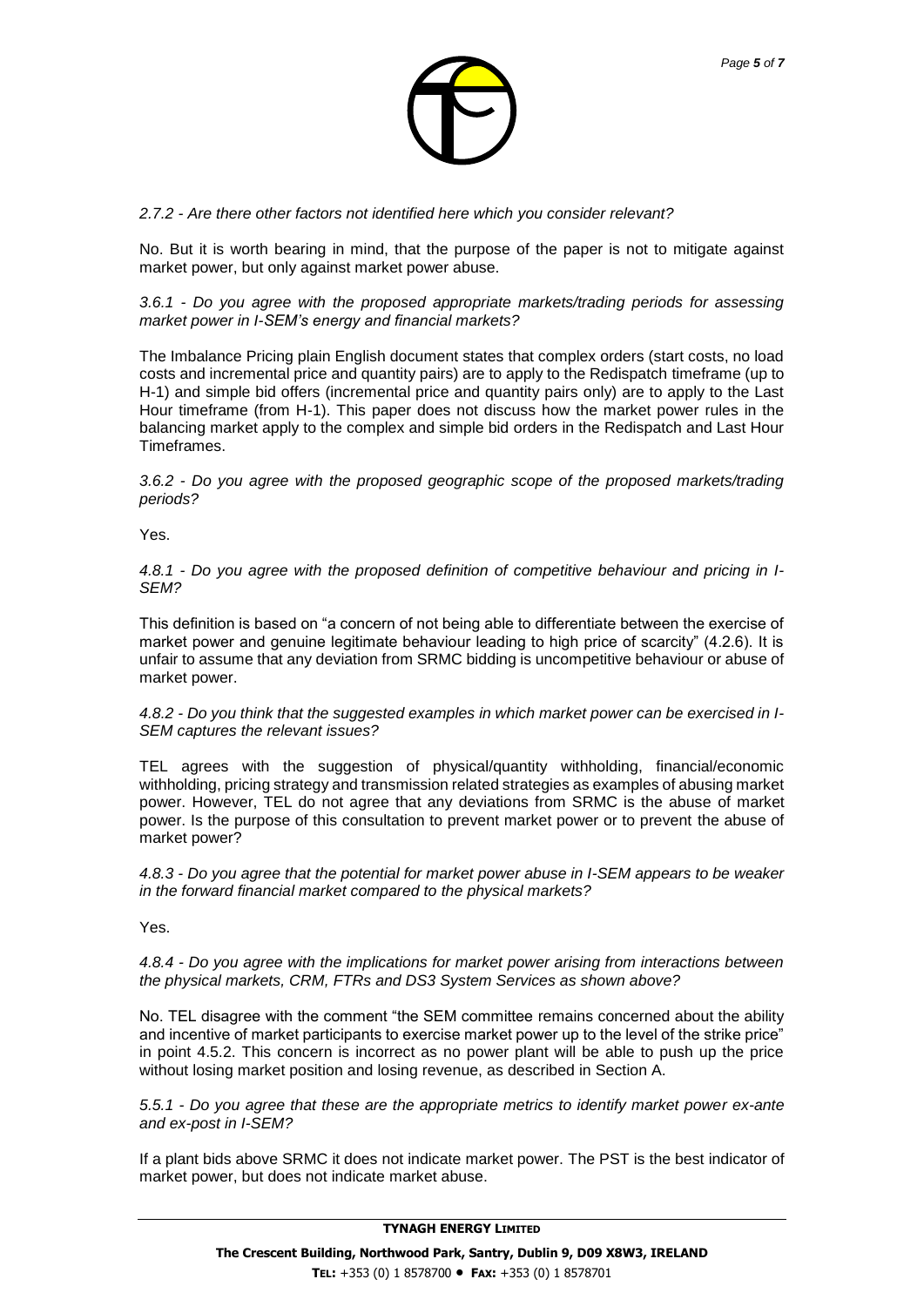*2.7.2 - Are there other factors not identified here which you consider relevant?*

No. But it is worth bearing in mind, that the purpose of the paper is not to mitigate against market power, but only against market power abuse.

*3.6.1 - Do you agree with the proposed appropriate markets/trading periods for assessing market power in I-SEM's energy and financial markets?*

The Imbalance Pricing plain English document states that complex orders (start costs, no load costs and incremental price and quantity pairs) are to apply to the Redispatch timeframe (up to H-1) and simple bid offers (incremental price and quantity pairs only) are to apply to the Last Hour timeframe (from H-1). This paper does not discuss how the market power rules in the balancing market apply to the complex and simple bid orders in the Redispatch and Last Hour Timeframes.

*3.6.2 - Do you agree with the proposed geographic scope of the proposed markets/trading periods?*

Yes.

*4.8.1 - Do you agree with the proposed definition of competitive behaviour and pricing in I-SEM?*

This definition is based on "a concern of not being able to differentiate between the exercise of market power and genuine legitimate behaviour leading to high price of scarcity" (4.2.6). It is unfair to assume that any deviation from SRMC bidding is uncompetitive behaviour or abuse of market power.

*4.8.2 - Do you think that the suggested examples in which market power can be exercised in I-SEM captures the relevant issues?*

TEL agrees with the suggestion of physical/quantity withholding, financial/economic withholding, pricing strategy and transmission related strategies as examples of abusing market power. However, TEL do not agree that any deviations from SRMC is the abuse of market power. Is the purpose of this consultation to prevent market power or to prevent the abuse of market power?

*4.8.3 - Do you agree that the potential for market power abuse in I-SEM appears to be weaker in the forward financial market compared to the physical markets?*

Yes.

*4.8.4 - Do you agree with the implications for market power arising from interactions between the physical markets, CRM, FTRs and DS3 System Services as shown above?*

No. TEL disagree with the comment "the SEM committee remains concerned about the ability and incentive of market participants to exercise market power up to the level of the strike price" in point 4.5.2. This concern is incorrect as no power plant will be able to push up the price without losing market position and losing revenue, as described in Section A.

*5.5.1 - Do you agree that these are the appropriate metrics to identify market power ex-ante and ex-post in I-SEM?*

If a plant bids above SRMC it does not indicate market power. The PST is the best indicator of market power, but does not indicate market abuse.

**TYNAGH ENERGY LIMITED**

**The Crescent Building, Northwood Park, Santry, Dublin 9, D09 X8W3, IRELAND**

**TEL:** +353 (0) 1 8578700 • **FAX:** +353 (0) 1 8578701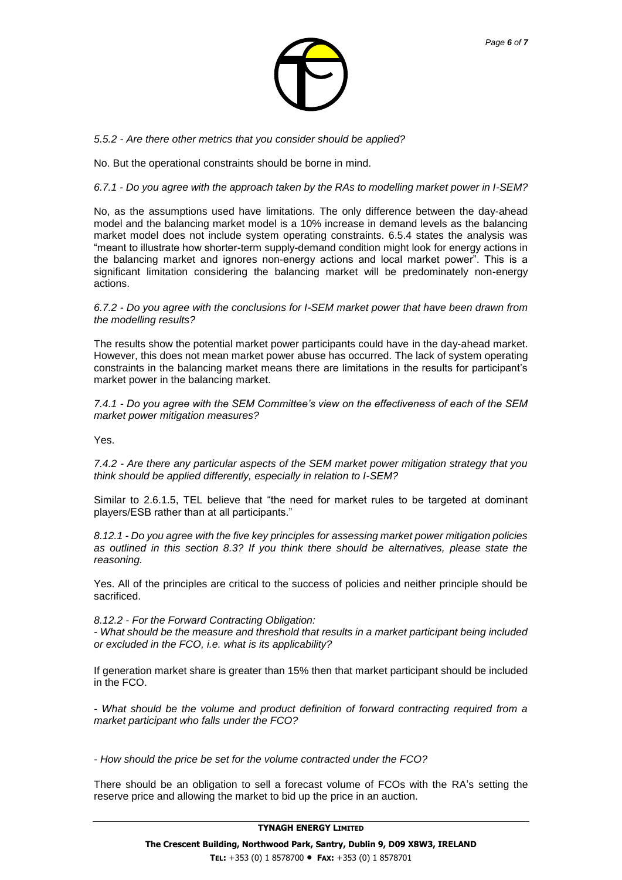*5.5.2 - Are there other metrics that you consider should be applied?*

No. But the operational constraints should be borne in mind.

*6.7.1 - Do you agree with the approach taken by the RAs to modelling market power in I-SEM?*

No, as the assumptions used have limitations. The only difference between the day-ahead model and the balancing market model is a 10% increase in demand levels as the balancing market model does not include system operating constraints. 6.5.4 states the analysis was "meant to illustrate how shorter-term supply-demand condition might look for energy actions in the balancing market and ignores non-energy actions and local market power". This is a significant limitation considering the balancing market will be predominately non-energy actions.

*6.7.2 - Do you agree with the conclusions for I-SEM market power that have been drawn from the modelling results?*

The results show the potential market power participants could have in the day-ahead market. However, this does not mean market power abuse has occurred. The lack of system operating constraints in the balancing market means there are limitations in the results for participant's market power in the balancing market.

*7.4.1 - Do you agree with the SEM Committee's view on the effectiveness of each of the SEM market power mitigation measures?*

Yes.

*7.4.2 - Are there any particular aspects of the SEM market power mitigation strategy that you think should be applied differently, especially in relation to I-SEM?*

Similar to 2.6.1.5, TEL believe that "the need for market rules to be targeted at dominant players/ESB rather than at all participants."

*8.12.1 - Do you agree with the five key principles for assessing market power mitigation policies as outlined in this section 8.3? If you think there should be alternatives, please state the reasoning.*

Yes. All of the principles are critical to the success of policies and neither principle should be sacrificed.

*8.12.2 - For the Forward Contracting Obligation:*

*- What should be the measure and threshold that results in a market participant being included or excluded in the FCO, i.e. what is its applicability?*

If generation market share is greater than 15% then that market participant should be included in the FCO.

*- What should be the volume and product definition of forward contracting required from a market participant who falls under the FCO?*

*- How should the price be set for the volume contracted under the FCO?*

There should be an obligation to sell a forecast volume of FCOs with the RA's setting the reserve price and allowing the market to bid up the price in an auction.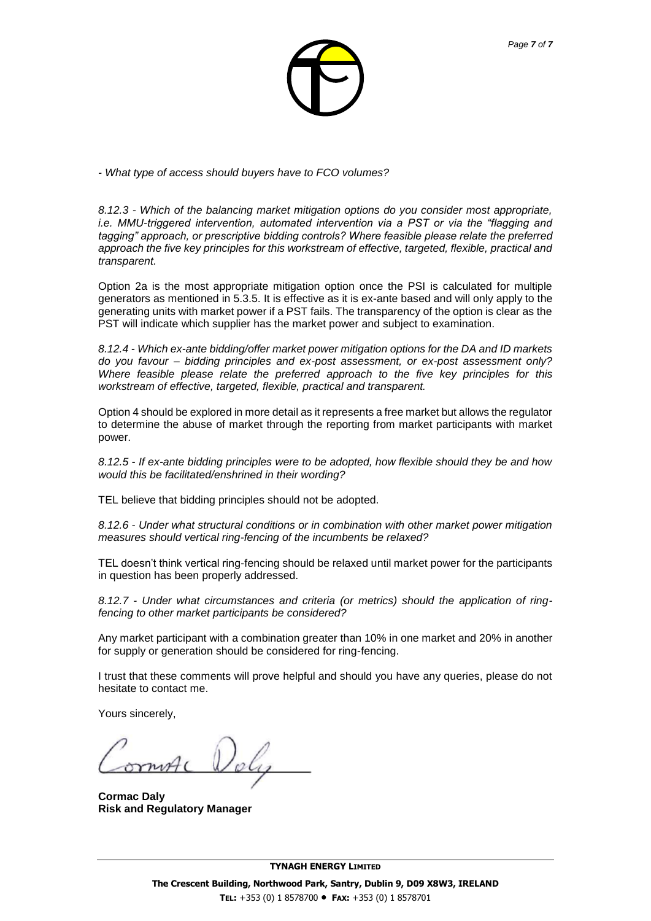*- What type of access should buyers have to FCO volumes?*

*8.12.3 - Which of the balancing market mitigation options do you consider most appropriate, i.e. MMU-triggered intervention, automated intervention via a PST or via the "flagging and tagging" approach, or prescriptive bidding controls? Where feasible please relate the preferred approach the five key principles for this workstream of effective, targeted, flexible, practical and transparent.*

Option 2a is the most appropriate mitigation option once the PSI is calculated for multiple generators as mentioned in 5.3.5. It is effective as it is ex-ante based and will only apply to the generating units with market power if a PST fails. The transparency of the option is clear as the PST will indicate which supplier has the market power and subject to examination.

*8.12.4 - Which ex-ante bidding/offer market power mitigation options for the DA and ID markets do you favour – bidding principles and ex-post assessment, or ex-post assessment only? Where feasible please relate the preferred approach to the five key principles for this workstream of effective, targeted, flexible, practical and transparent.*

Option 4 should be explored in more detail as it represents a free market but allows the regulator to determine the abuse of market through the reporting from market participants with market power.

*8.12.5 - If ex-ante bidding principles were to be adopted, how flexible should they be and how would this be facilitated/enshrined in their wording?*

TEL believe that bidding principles should not be adopted.

*8.12.6 - Under what structural conditions or in combination with other market power mitigation measures should vertical ring-fencing of the incumbents be relaxed?*

TEL doesn't think vertical ring-fencing should be relaxed until market power for the participants in question has been properly addressed.

*8.12.7 - Under what circumstances and criteria (or metrics) should the application of ring-fencing to other market participants be considered?*

Any market participant with a combination greater than 10% in one market and 20% in another for supply or generation should be considered for ring-fencing.

I trust that these comments will prove helpful and should you have any queries, please do not hesitate to contact me.

Yours sincerely,

**Cormac Daly**
**Risk and Regulatory Manager**

**TYNAGH ENERGY LIMITED**

**The Crescent Building, Northwood Park, Santry, Dublin 9, D09 X8W3, IRELAND**

**TEL:** +353 (0) 1 8578700 • **FAX:** +353 (0) 1 8578701